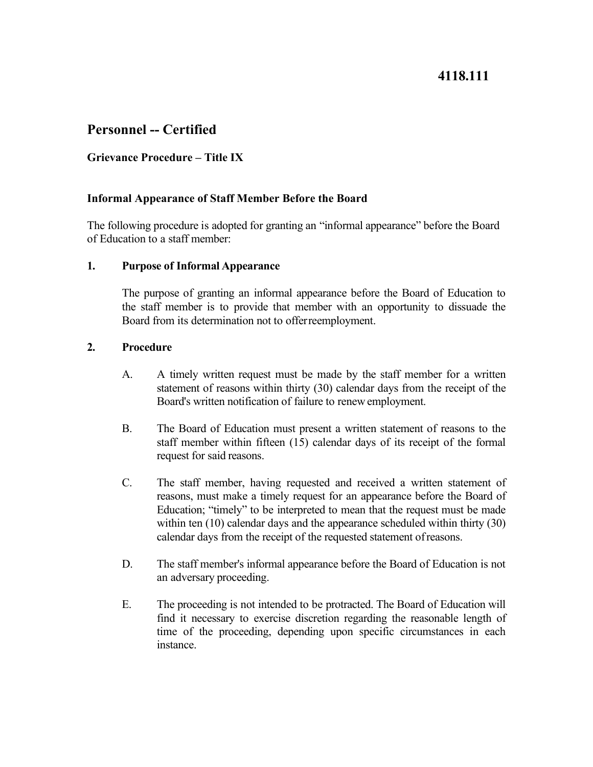# 4118.111

## Personnel -- Certified

### Grievance Procedure – Title IX

### Informal Appearance of Staff Member Before the Board

The following procedure is adopted for granting an "informal appearance" before the Board of Education to a staff member:

**1. Purpose of Informal Appearance**

The purpose of granting an informal appearance before the Board of Education to the staff member is to provide that member with an opportunity to dissuade the Board from its determination not to offer reemployment.

**2. Procedure**

A. A timely written request must be made by the staff member for a written statement of reasons within thirty (30) calendar days from the receipt of the Board's written notification of failure to renew employment.

B. The Board of Education must present a written statement of reasons to the staff member within fifteen (15) calendar days of its receipt of the formal request for said reasons.

C. The staff member, having requested and received a written statement of reasons, must make a timely request for an appearance before the Board of Education; "timely" to be interpreted to mean that the request must be made within ten (10) calendar days and the appearance scheduled within thirty (30) calendar days from the receipt of the requested statement of reasons.

D. The staff member's informal appearance before the Board of Education is not an adversary proceeding.

E. The proceeding is not intended to be protracted. The Board of Education will find it necessary to exercise discretion regarding the reasonable length of time of the proceeding, depending upon specific circumstances in each instance.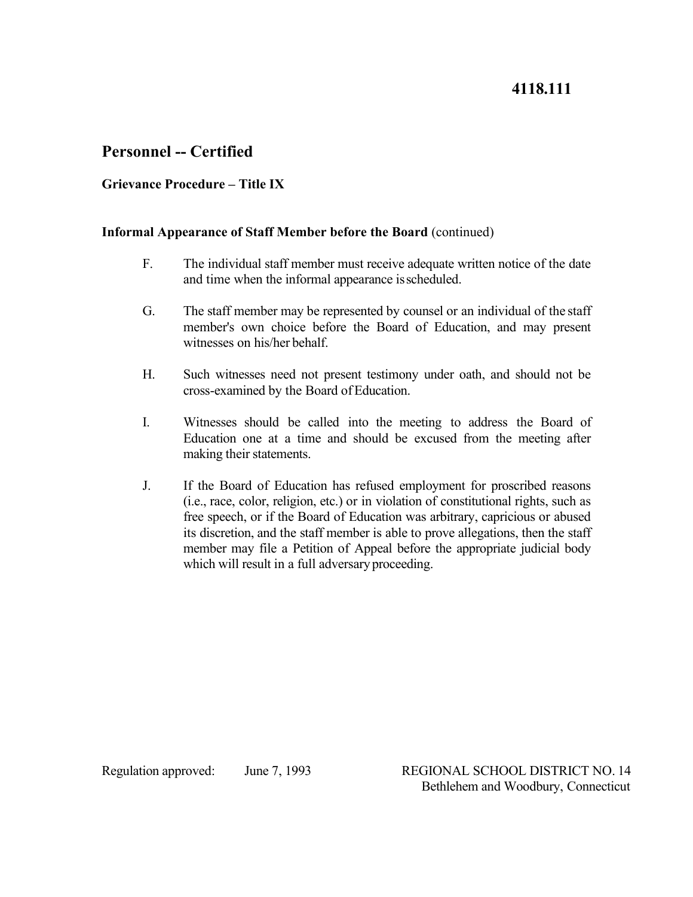**4118.111**

## Personnel -- Certified

### Grievance Procedure – Title IX

**Informal Appearance of Staff Member before the Board** (continued)

F. The individual staff member must receive adequate written notice of the date and time when the informal appearance is scheduled.

G. The staff member may be represented by counsel or an individual of the staff member's own choice before the Board of Education, and may present witnesses on his/her behalf.

H. Such witnesses need not present testimony under oath, and should not be cross-examined by the Board of Education.

I. Witnesses should be called into the meeting to address the Board of Education one at a time and should be excused from the meeting after making their statements.

J. If the Board of Education has refused employment for proscribed reasons (i.e., race, color, religion, etc.) or in violation of constitutional rights, such as free speech, or if the Board of Education was arbitrary, capricious or abused its discretion, and the staff member is able to prove allegations, then the staff member may file a Petition of Appeal before the appropriate judicial body which will result in a full adversary proceeding.

Regulation approved: June 7, 1993

REGIONAL SCHOOL DISTRICT NO. 14
Bethlehem and Woodbury, Connecticut